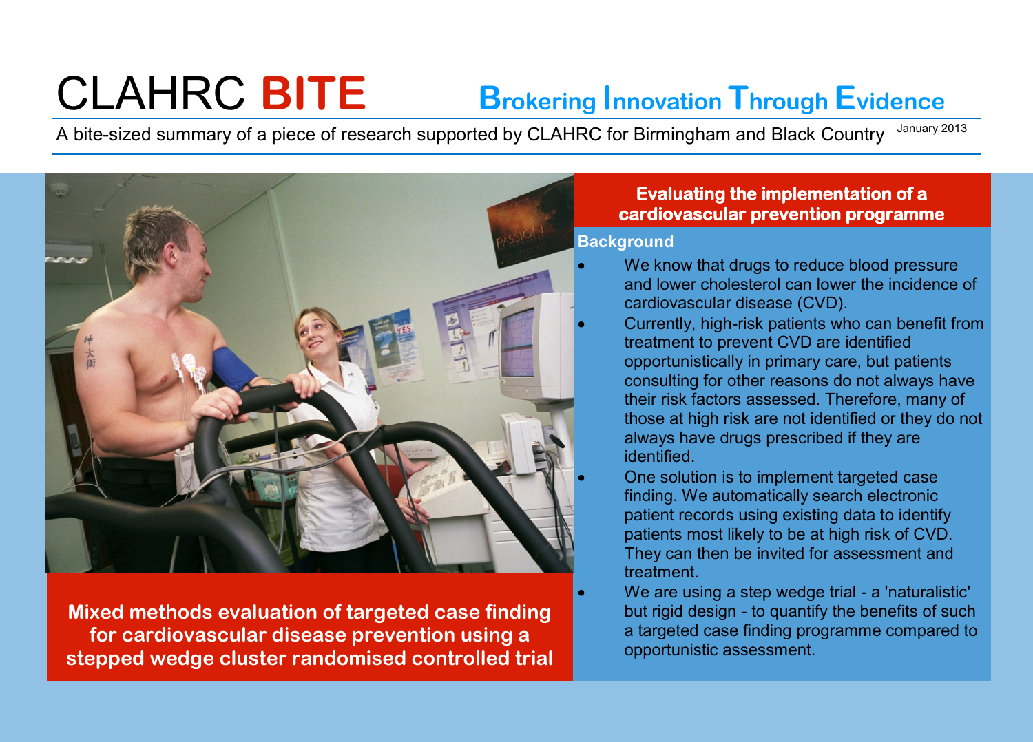# CLAHRC BITE

## Brokering Innovation Through Evidence

A bite-sized summary of a piece of research supported by CLAHRC for Birmingham and Black Country

January 2013

**Mixed methods evaluation of targeted case finding for cardiovascular disease prevention using a stepped wedge cluster randomised controlled trial**

## Evaluating the implementation of a cardiovascular prevention programme

### Background

- We know that drugs to reduce blood pressure and lower cholesterol can lower the incidence of cardiovascular disease (CVD).
- Currently, high-risk patients who can benefit from treatment to prevent CVD are identified opportunistically in primary care, but patients consulting for other reasons do not always have their risk factors assessed. Therefore, many of those at high risk are not identified or they do not always have drugs prescribed if they are identified.
- One solution is to implement targeted case finding. We automatically search electronic patient records using existing data to identify patients most likely to be at high risk of CVD. They can then be invited for assessment and treatment.
- We are using a step wedge trial - a 'naturalistic' but rigid design - to quantify the benefits of such a targeted case finding programme compared to opportunistic assessment.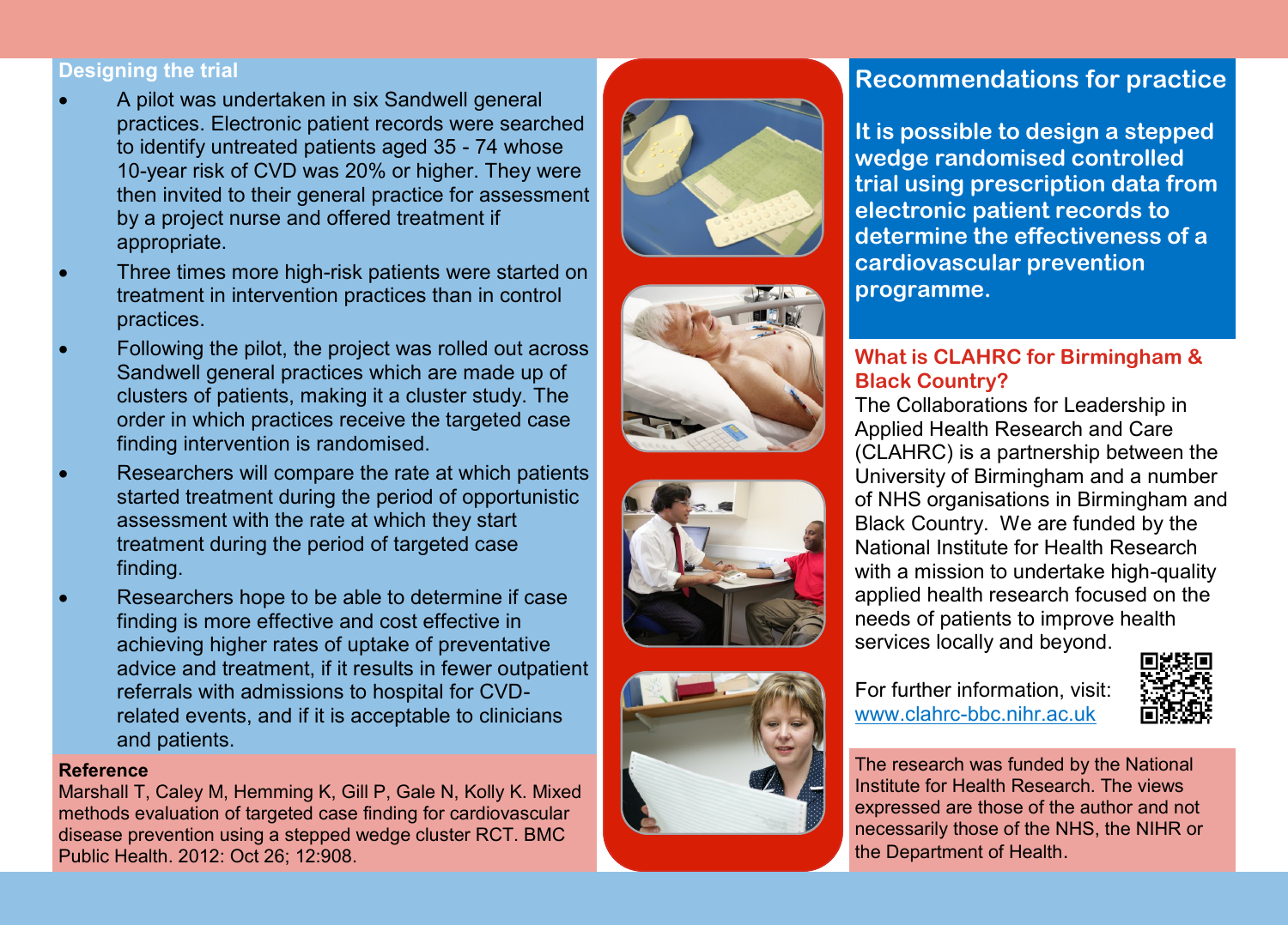## Designing the trial

- A pilot was undertaken in six Sandwell general practices. Electronic patient records were searched to identify untreated patients aged 35 - 74 whose 10-year risk of CVD was 20% or higher. They were then invited to their general practice for assessment by a project nurse and offered treatment if appropriate.
- Three times more high-risk patients were started on treatment in intervention practices than in control practices.
- Following the pilot, the project was rolled out across Sandwell general practices which are made up of clusters of patients, making it a cluster study. The order in which practices receive the targeted case finding intervention is randomised.
- Researchers will compare the rate at which patients started treatment during the period of opportunistic assessment with the rate at which they start treatment during the period of targeted case finding.
- Researchers hope to be able to determine if case finding is more effective and cost effective in achieving higher rates of uptake of preventative advice and treatment, if it results in fewer outpatient referrals with admissions to hospital for CVD-related events, and if it is acceptable to clinicians and patients.

### Reference

Marshall T, Caley M, Hemming K, Gill P, Gale N, Kolly K. Mixed methods evaluation of targeted case finding for cardiovascular disease prevention using a stepped wedge cluster RCT. BMC Public Health. 2012: Oct 26; 12:908.

## Recommendations for practice

**It is possible to design a stepped wedge randomised controlled trial using prescription data from electronic patient records to determine the effectiveness of a cardiovascular prevention programme.**

### What is CLAHRC for Birmingham & Black Country?

The Collaborations for Leadership in Applied Health Research and Care (CLAHRC) is a partnership between the University of Birmingham and a number of NHS organisations in Birmingham and Black Country. We are funded by the National Institute for Health Research with a mission to undertake high-quality applied health research focused on the needs of patients to improve health services locally and beyond.

For further information, visit: www.clahrc-bbc.nihr.ac.uk

The research was funded by the National Institute for Health Research. The views expressed are those of the author and not necessarily those of the NHS, the NIHR or the Department of Health.